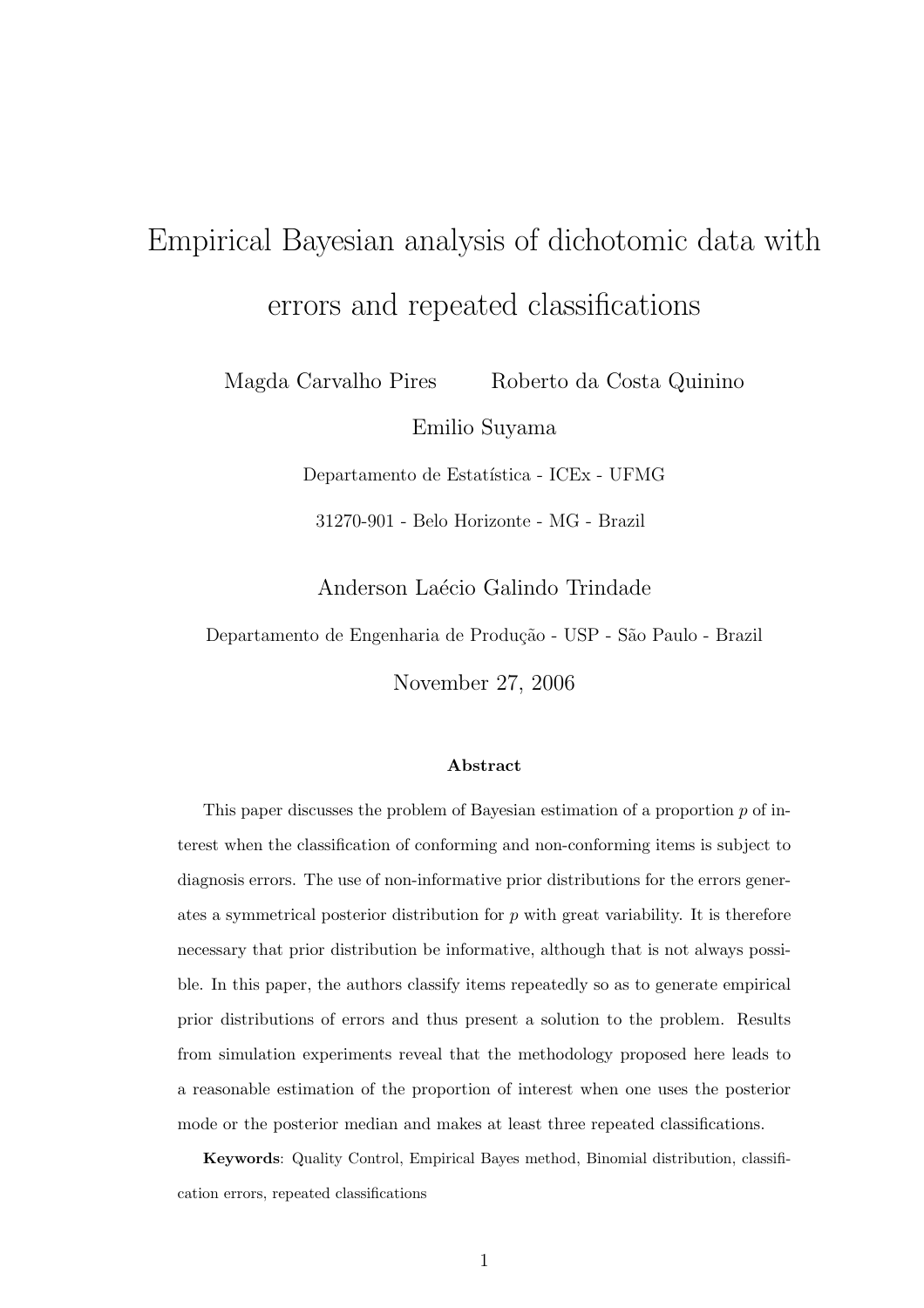# Empirical Bayesian analysis of dichotomic data with errors and repeated classifications

Magda Carvalho Pires     Roberto da Costa Quinino

Emilio Suyama

Departamento de Estatística - ICEx - UFMG

31270-901 - Belo Horizonte - MG - Brazil

Anderson Laécio Galindo Trindade

Departamento de Engenharia de Produção - USP - São Paulo - Brazil

November 27, 2006

## Abstract

This paper discusses the problem of Bayesian estimation of a proportion $p$ of interest when the classification of conforming and non-conforming items is subject to diagnosis errors. The use of non-informative prior distributions for the errors generates a symmetrical posterior distribution for $p$ with great variability. It is therefore necessary that prior distribution be informative, although that is not always possible. In this paper, the authors classify items repeatedly so as to generate empirical prior distributions of errors and thus present a solution to the problem. Results from simulation experiments reveal that the methodology proposed here leads to a reasonable estimation of the proportion of interest when one uses the posterior mode or the posterior median and makes at least three repeated classifications.

**Keywords**: Quality Control, Empirical Bayes method, Binomial distribution, classification errors, repeated classifications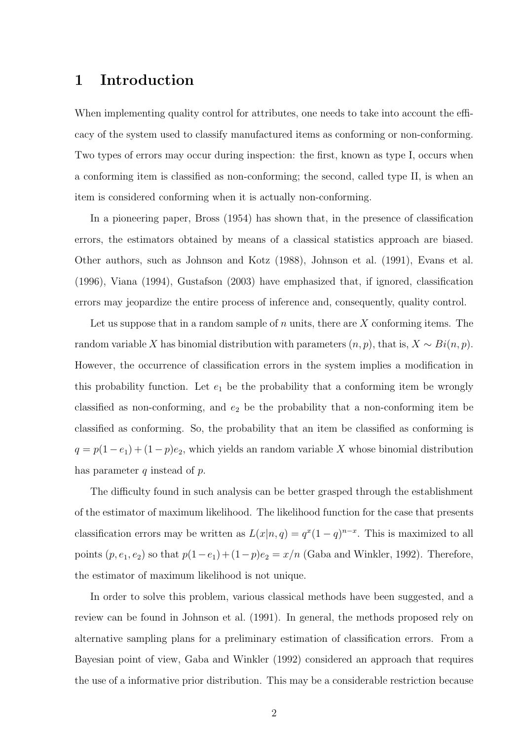# 1 Introduction

When implementing quality control for attributes, one needs to take into account the efficacy of the system used to classify manufactured items as conforming or non-conforming. Two types of errors may occur during inspection: the first, known as type I, occurs when a conforming item is classified as non-conforming; the second, called type II, is when an item is considered conforming when it is actually non-conforming.

In a pioneering paper, Bross (1954) has shown that, in the presence of classification errors, the estimators obtained by means of a classical statistics approach are biased. Other authors, such as Johnson and Kotz (1988), Johnson et al. (1991), Evans et al. (1996), Viana (1994), Gustafson (2003) have emphasized that, if ignored, classification errors may jeopardize the entire process of inference and, consequently, quality control.

Let us suppose that in a random sample of $n$ units, there are $X$ conforming items. The random variable $X$ has binomial distribution with parameters $(n, p)$, that is, $X \sim Bi(n, p)$. However, the occurrence of classification errors in the system implies a modification in this probability function. Let $e_1$ be the probability that a conforming item be wrongly classified as non-conforming, and $e_2$ be the probability that a non-conforming item be classified as conforming. So, the probability that an item be classified as conforming is $q = p(1 - e_1) + (1 - p)e_2$, which yields an random variable $X$ whose binomial distribution has parameter $q$ instead of $p$.

The difficulty found in such analysis can be better grasped through the establishment of the estimator of maximum likelihood. The likelihood function for the case that presents classification errors may be written as $L(x|n, q) = q^x(1 - q)^{n-x}$. This is maximized to all points $(p, e_1, e_2)$ so that $p(1-e_1)+(1-p)e_2 = x/n$ (Gaba and Winkler, 1992). Therefore, the estimator of maximum likelihood is not unique.

In order to solve this problem, various classical methods have been suggested, and a review can be found in Johnson et al. (1991). In general, the methods proposed rely on alternative sampling plans for a preliminary estimation of classification errors. From a Bayesian point of view, Gaba and Winkler (1992) considered an approach that requires the use of a informative prior distribution. This may be a considerable restriction because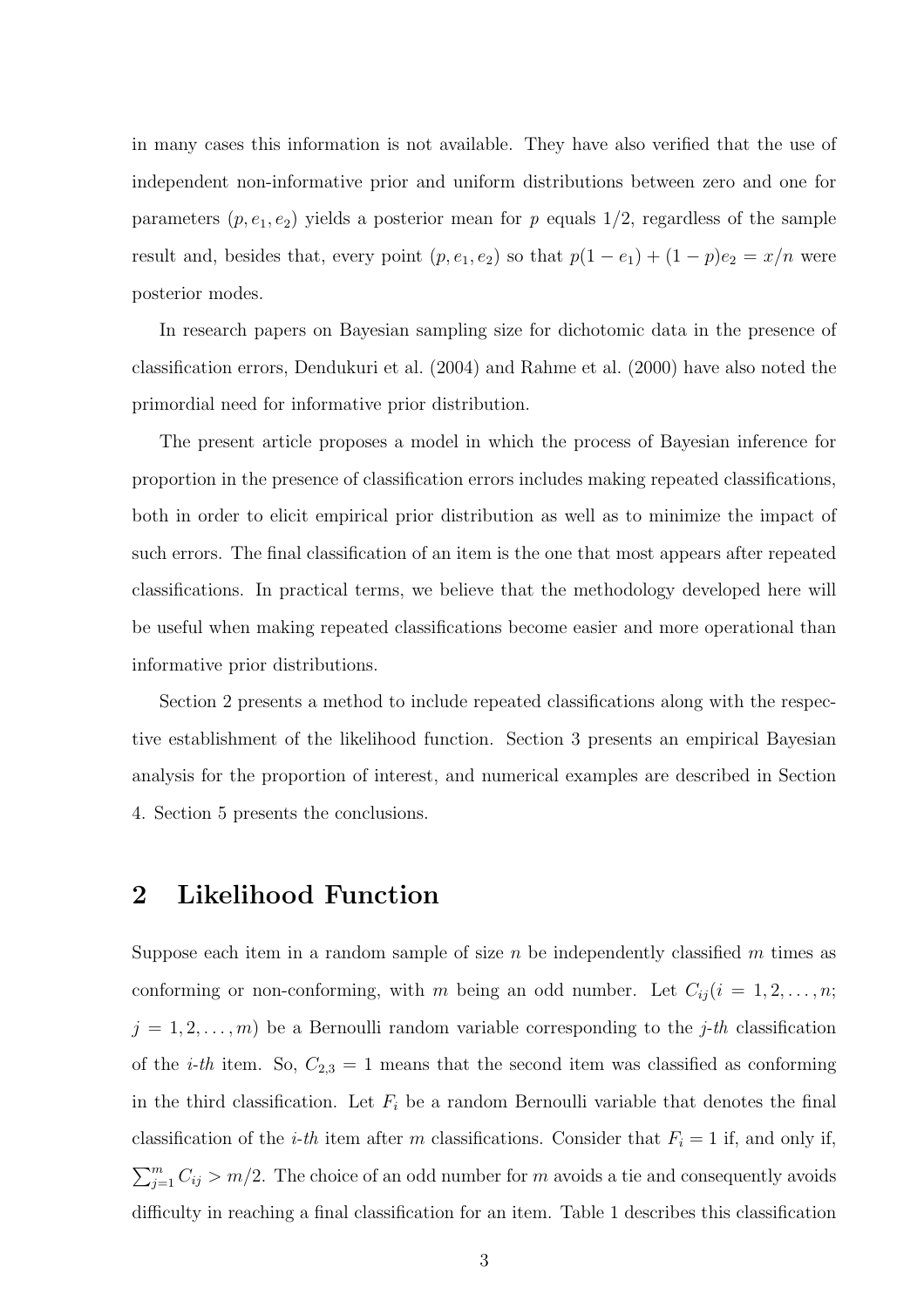in many cases this information is not available. They have also verified that the use of independent non-informative prior and uniform distributions between zero and one for parameters $(p, e_1, e_2)$ yields a posterior mean for $p$ equals 1/2, regardless of the sample result and, besides that, every point $(p, e_1, e_2)$ so that $p(1 - e_1) + (1 - p)e_2 = x/n$ were posterior modes.

In research papers on Bayesian sampling size for dichotomic data in the presence of classification errors, Dendukuri et al. (2004) and Rahme et al. (2000) have also noted the primordial need for informative prior distribution.

The present article proposes a model in which the process of Bayesian inference for proportion in the presence of classification errors includes making repeated classifications, both in order to elicit empirical prior distribution as well as to minimize the impact of such errors. The final classification of an item is the one that most appears after repeated classifications. In practical terms, we believe that the methodology developed here will be useful when making repeated classifications become easier and more operational than informative prior distributions.

Section 2 presents a method to include repeated classifications along with the respective establishment of the likelihood function. Section 3 presents an empirical Bayesian analysis for the proportion of interest, and numerical examples are described in Section 4. Section 5 presents the conclusions.

## 2 Likelihood Function

Suppose each item in a random sample of size $n$ be independently classified $m$ times as conforming or non-conforming, with $m$ being an odd number. Let $C_{ij} (i = 1, 2, \ldots, n;$ $j = 1, 2, \ldots, m)$ be a Bernoulli random variable corresponding to the *j-th* classification of the *i-th* item. So, $C_{2,3} = 1$ means that the second item was classified as conforming in the third classification. Let $F_i$ be a random Bernoulli variable that denotes the final classification of the *i-th* item after $m$ classifications. Consider that $F_i = 1$ if, and only if, $\sum_{j=1}^{m} C_{ij} > m/2$. The choice of an odd number for $m$ avoids a tie and consequently avoids difficulty in reaching a final classification for an item. Table 1 describes this classification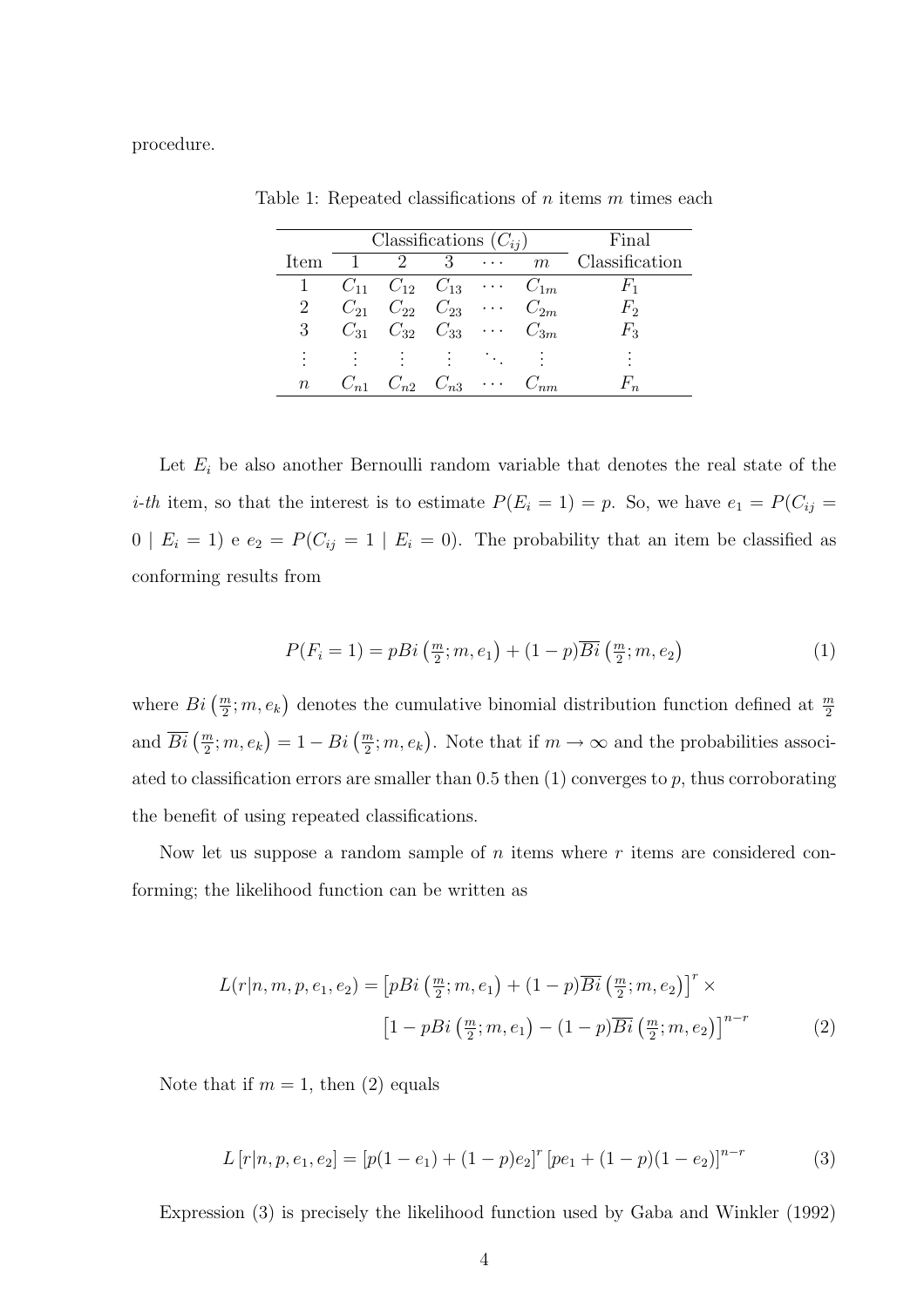procedure.

Table 1: Repeated classifications of $n$ items $m$ times each

| | Classifications ($C_{ij}$) | | | | | Final |
|---|---|---|---|---|---|---|
| Item | 1 | 2 | 3 | $\cdots$ | $m$ | Classification |
| 1 | $C_{11}$ | $C_{12}$ | $C_{13}$ | $\cdots$ | $C_{1m}$ | $F_1$ |
| 2 | $C_{21}$ | $C_{22}$ | $C_{23}$ | $\cdots$ | $C_{2m}$ | $F_2$ |
| 3 | $C_{31}$ | $C_{32}$ | $C_{33}$ | $\cdots$ | $C_{3m}$ | $F_3$ |
| $\vdots$ | $\vdots$ | $\vdots$ | $\vdots$ | $\ddots$ | $\vdots$ | $\vdots$ |
| $n$ | $C_{n1}$ | $C_{n2}$ | $C_{n3}$ | $\cdots$ | $C_{nm}$ | $F_n$ |

Let $E_i$ be also another Bernoulli random variable that denotes the real state of the *i-th* item, so that the interest is to estimate $P(E_i = 1) = p$. So, we have $e_1 = P(C_{ij} = 0 \mid E_i = 1)$ e $e_2 = P(C_{ij} = 1 \mid E_i = 0)$. The probability that an item be classified as conforming results from

$$P(F_i = 1) = pBi\left(\tfrac{m}{2}; m, e_1\right) + (1-p)\overline{Bi}\left(\tfrac{m}{2}; m, e_2\right) \tag{1}$$

where $Bi\left(\frac{m}{2}; m, e_k\right)$ denotes the cumulative binomial distribution function defined at $\frac{m}{2}$ and $\overline{Bi}\left(\frac{m}{2}; m, e_k\right) = 1 - Bi\left(\frac{m}{2}; m, e_k\right)$. Note that if $m \to \infty$ and the probabilities associated to classification errors are smaller than 0.5 then (1) converges to $p$, thus corroborating the benefit of using repeated classifications.

Now let us suppose a random sample of $n$ items where $r$ items are considered conforming; the likelihood function can be written as

$$\begin{aligned} L(r|n, m, p, e_1, e_2) = &\left[pBi\left(\tfrac{m}{2}; m, e_1\right) + (1-p)\overline{Bi}\left(\tfrac{m}{2}; m, e_2\right)\right]^r \times \\ &\left[1 - pBi\left(\tfrac{m}{2}; m, e_1\right) - (1-p)\overline{Bi}\left(\tfrac{m}{2}; m, e_2\right)\right]^{n-r} \end{aligned} \tag{2}$$

Note that if $m = 1$, then (2) equals

$$L\left[r|n, p, e_1, e_2\right] = \left[p(1-e_1) + (1-p)e_2\right]^r \left[pe_1 + (1-p)(1-e_2)\right]^{n-r} \tag{3}$$

Expression (3) is precisely the likelihood function used by Gaba and Winkler (1992)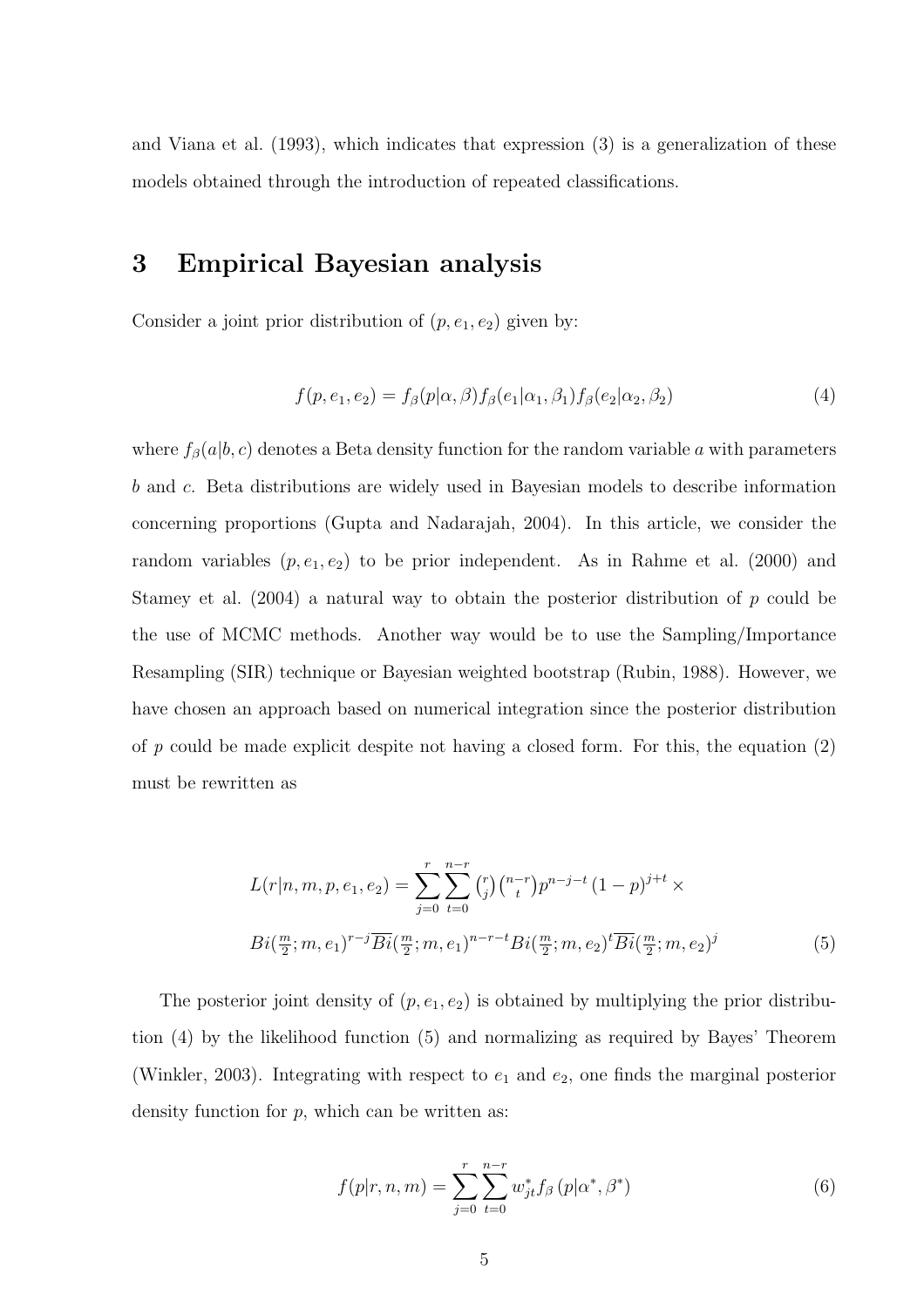and Viana et al. (1993), which indicates that expression (3) is a generalization of these models obtained through the introduction of repeated classifications.

## 3 Empirical Bayesian analysis

Consider a joint prior distribution of $(p, e_1, e_2)$ given by:

$$f(p, e_1, e_2) = f_\beta(p|\alpha, \beta) f_\beta(e_1|\alpha_1, \beta_1) f_\beta(e_2|\alpha_2, \beta_2) \tag{4}$$

where $f_\beta(a|b, c)$ denotes a Beta density function for the random variable $a$ with parameters $b$ and $c$. Beta distributions are widely used in Bayesian models to describe information concerning proportions (Gupta and Nadarajah, 2004). In this article, we consider the random variables $(p, e_1, e_2)$ to be prior independent. As in Rahme et al. (2000) and Stamey et al. (2004) a natural way to obtain the posterior distribution of $p$ could be the use of MCMC methods. Another way would be to use the Sampling/Importance Resampling (SIR) technique or Bayesian weighted bootstrap (Rubin, 1988). However, we have chosen an approach based on numerical integration since the posterior distribution of $p$ could be made explicit despite not having a closed form. For this, the equation (2) must be rewritten as

$$\begin{aligned} L(r|n, m, p, e_1, e_2) = \sum_{j=0}^{r} \sum_{t=0}^{n-r} \tbinom{r}{j} \tbinom{n-r}{t} p^{n-j-t} (1-p)^{j+t} \times \\ Bi(\tfrac{m}{2}; m, e_1)^{r-j} \overline{Bi}(\tfrac{m}{2}; m, e_1)^{n-r-t} Bi(\tfrac{m}{2}; m, e_2)^{t} \overline{Bi}(\tfrac{m}{2}; m, e_2)^{j} \end{aligned} \tag{5}$$

The posterior joint density of $(p, e_1, e_2)$ is obtained by multiplying the prior distribution (4) by the likelihood function (5) and normalizing as required by Bayes' Theorem (Winkler, 2003). Integrating with respect to $e_1$ and $e_2$, one finds the marginal posterior density function for $p$, which can be written as:

$$f(p|r, n, m) = \sum_{j=0}^{r} \sum_{t=0}^{n-r} w_{jt}^{*} f_\beta(p|\alpha^*, \beta^*) \tag{6}$$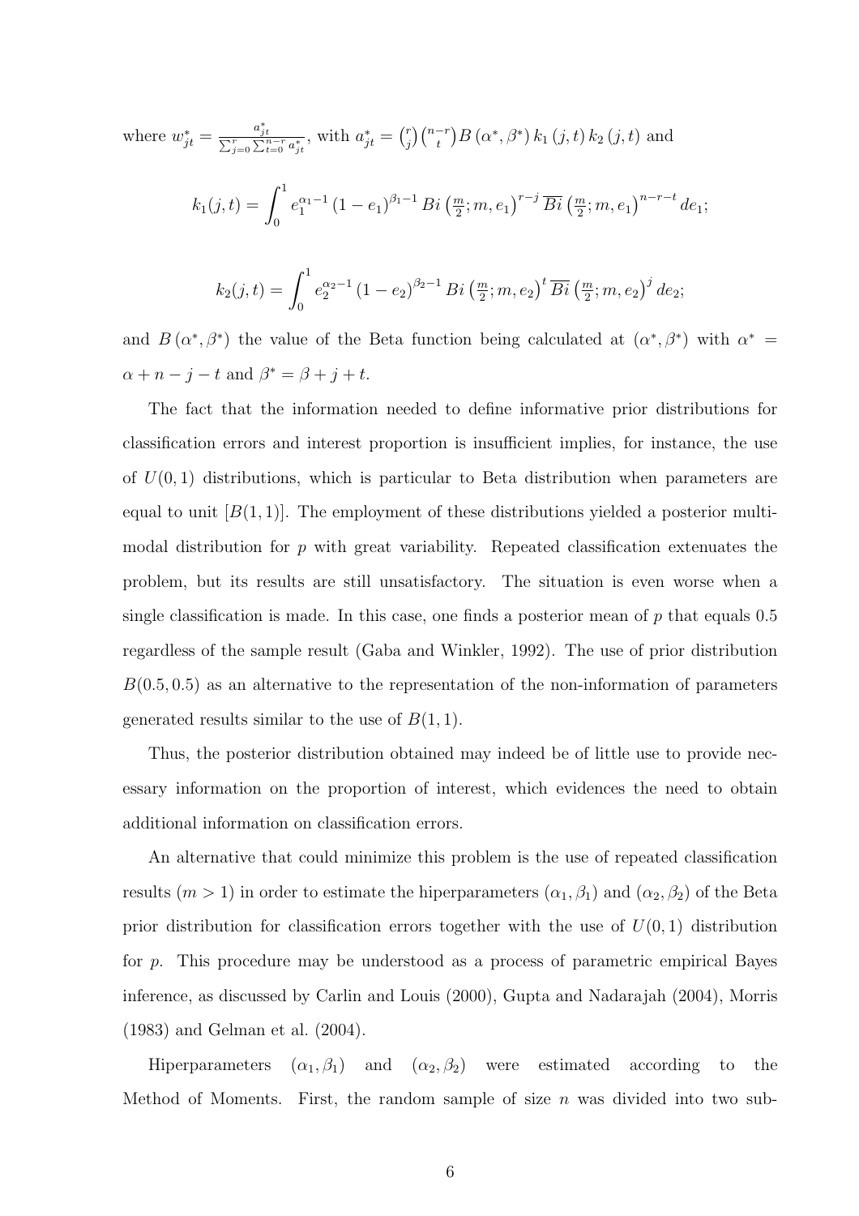where $w_{jt}^{*} = \frac{a_{jt}^{*}}{\sum_{j=0}^{r}\sum_{t=0}^{n-r} a_{jt}^{*}}$, with $a_{jt}^{*} = \binom{r}{j}\binom{n-r}{t} B\left(\alpha^{*},\beta^{*}\right) k_1\left(j,t\right) k_2\left(j,t\right)$ and

$$k_1(j,t) = \int_0^1 e_1^{\alpha_1 - 1}\left(1-e_1\right)^{\beta_1 - 1} Bi\left(\tfrac{m}{2}; m, e_1\right)^{r-j} \overline{Bi}\left(\tfrac{m}{2}; m, e_1\right)^{n-r-t} de_1;$$

$$k_2(j,t) = \int_0^1 e_2^{\alpha_2 - 1}\left(1-e_2\right)^{\beta_2 - 1} Bi\left(\tfrac{m}{2}; m, e_2\right)^{t} \overline{Bi}\left(\tfrac{m}{2}; m, e_2\right)^{j} de_2;$$

and $B\left(\alpha^{*},\beta^{*}\right)$ the value of the Beta function being calculated at $\left(\alpha^{*},\beta^{*}\right)$ with $\alpha^{*} = \alpha + n - j - t$ and $\beta^{*} = \beta + j + t$.

The fact that the information needed to define informative prior distributions for classification errors and interest proportion is insufficient implies, for instance, the use of $U(0,1)$ distributions, which is particular to Beta distribution when parameters are equal to unit $[B(1,1)]$. The employment of these distributions yielded a posterior multimodal distribution for $p$ with great variability. Repeated classification extenuates the problem, but its results are still unsatisfactory. The situation is even worse when a single classification is made. In this case, one finds a posterior mean of $p$ that equals 0.5 regardless of the sample result (Gaba and Winkler, 1992). The use of prior distribution $B(0.5, 0.5)$ as an alternative to the representation of the non-information of parameters generated results similar to the use of $B(1,1)$.

Thus, the posterior distribution obtained may indeed be of little use to provide necessary information on the proportion of interest, which evidences the need to obtain additional information on classification errors.

An alternative that could minimize this problem is the use of repeated classification results ($m > 1$) in order to estimate the hiperparameters $(\alpha_1, \beta_1)$ and $(\alpha_2, \beta_2)$ of the Beta prior distribution for classification errors together with the use of $U(0,1)$ distribution for $p$. This procedure may be understood as a process of parametric empirical Bayes inference, as discussed by Carlin and Louis (2000), Gupta and Nadarajah (2004), Morris (1983) and Gelman et al. (2004).

Hiperparameters $(\alpha_1, \beta_1)$ and $(\alpha_2, \beta_2)$ were estimated according to the Method of Moments. First, the random sample of size $n$ was divided into two sub-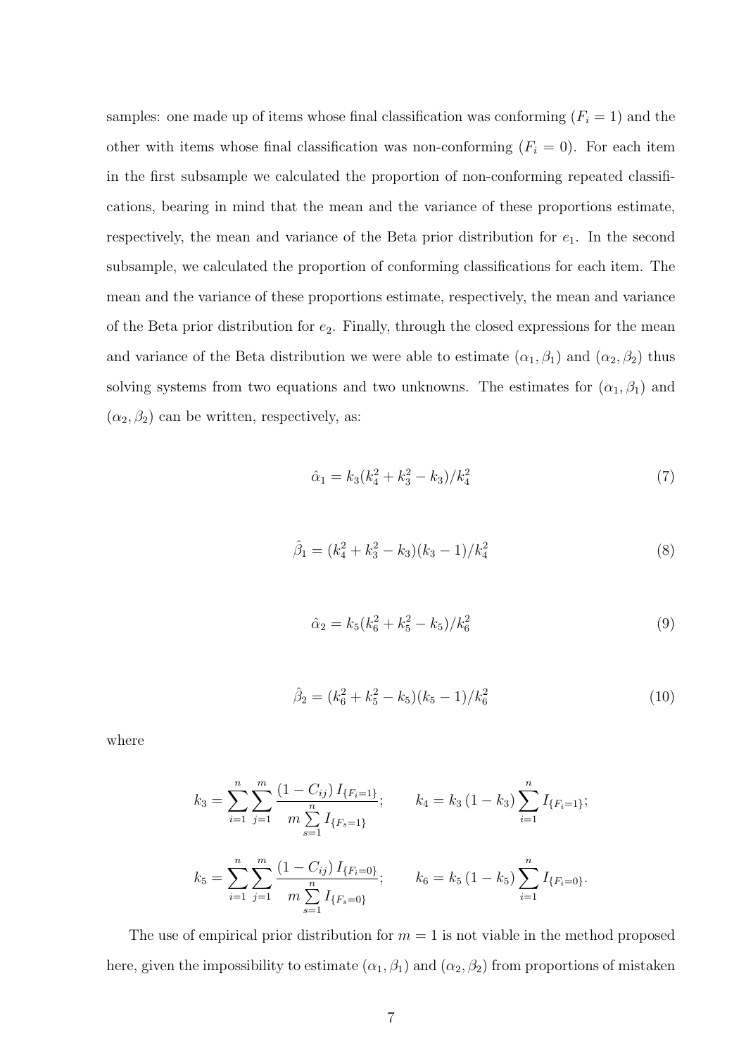samples: one made up of items whose final classification was conforming ($F_i = 1$) and the other with items whose final classification was non-conforming ($F_i = 0$). For each item in the first subsample we calculated the proportion of non-conforming repeated classifications, bearing in mind that the mean and the variance of these proportions estimate, respectively, the mean and variance of the Beta prior distribution for $e_1$. In the second subsample, we calculated the proportion of conforming classifications for each item. The mean and the variance of these proportions estimate, respectively, the mean and variance of the Beta prior distribution for $e_2$. Finally, through the closed expressions for the mean and variance of the Beta distribution we were able to estimate $(\alpha_1, \beta_1)$ and $(\alpha_2, \beta_2)$ thus solving systems from two equations and two unknowns. The estimates for $(\alpha_1, \beta_1)$ and $(\alpha_2, \beta_2)$ can be written, respectively, as:

$$\hat{\alpha}_1 = k_3(k_4^2 + k_3^2 - k_3)/k_4^2 \tag{7}$$

$$\hat{\beta}_1 = (k_4^2 + k_3^2 - k_3)(k_3 - 1)/k_4^2 \tag{8}$$

$$\hat{\alpha}_2 = k_5(k_6^2 + k_5^2 - k_5)/k_6^2 \tag{9}$$

$$\hat{\beta}_2 = (k_6^2 + k_5^2 - k_5)(k_5 - 1)/k_6^2 \tag{10}$$

where

$$k_3 = \sum_{i=1}^{n} \sum_{j=1}^{m} \frac{(1 - C_{ij})\, I_{\{F_i = 1\}}}{m \sum\limits_{s=1}^{n} I_{\{F_s = 1\}}}; \qquad k_4 = k_3\,(1 - k_3) \sum_{i=1}^{n} I_{\{F_i = 1\}};$$

$$k_5 = \sum_{i=1}^{n} \sum_{j=1}^{m} \frac{(1 - C_{ij})\, I_{\{F_i = 0\}}}{m \sum\limits_{s=1}^{n} I_{\{F_s = 0\}}}; \qquad k_6 = k_5\,(1 - k_5) \sum_{i=1}^{n} I_{\{F_i = 0\}}.$$

The use of empirical prior distribution for $m = 1$ is not viable in the method proposed here, given the impossibility to estimate $(\alpha_1, \beta_1)$ and $(\alpha_2, \beta_2)$ from proportions of mistaken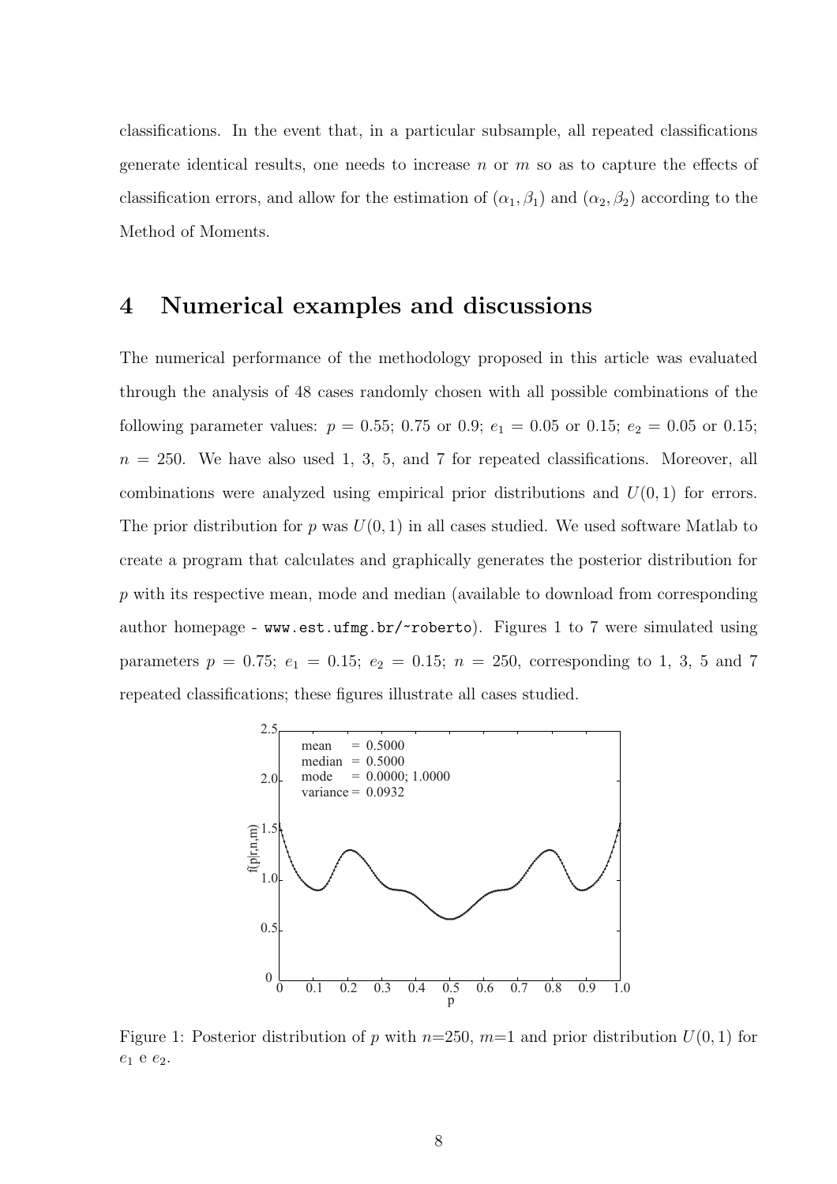classifications. In the event that, in a particular subsample, all repeated classifications generate identical results, one needs to increase $n$ or $m$ so as to capture the effects of classification errors, and allow for the estimation of $(\alpha_1, \beta_1)$ and $(\alpha_2, \beta_2)$ according to the Method of Moments.

# 4 Numerical examples and discussions

The numerical performance of the methodology proposed in this article was evaluated through the analysis of 48 cases randomly chosen with all possible combinations of the following parameter values: $p = 0.55$; 0.75 or 0.9; $e_1 = 0.05$ or 0.15; $e_2 = 0.05$ or 0.15; $n = 250$. We have also used 1, 3, 5, and 7 for repeated classifications. Moreover, all combinations were analyzed using empirical prior distributions and $U(0, 1)$ for errors. The prior distribution for $p$ was $U(0, 1)$ in all cases studied. We used software Matlab to create a program that calculates and graphically generates the posterior distribution for $p$ with its respective mean, mode and median (available to download from corresponding author homepage - `www.est.ufmg.br/~roberto`). Figures 1 to 7 were simulated using parameters $p = 0.75$; $e_1 = 0.15$; $e_2 = 0.15$; $n = 250$, corresponding to 1, 3, 5 and 7 repeated classifications; these figures illustrate all cases studied.

Figure 1: Posterior distribution of $p$ with $n$=250, $m$=1 and prior distribution $U(0, 1)$ for $e_1$ e $e_2$.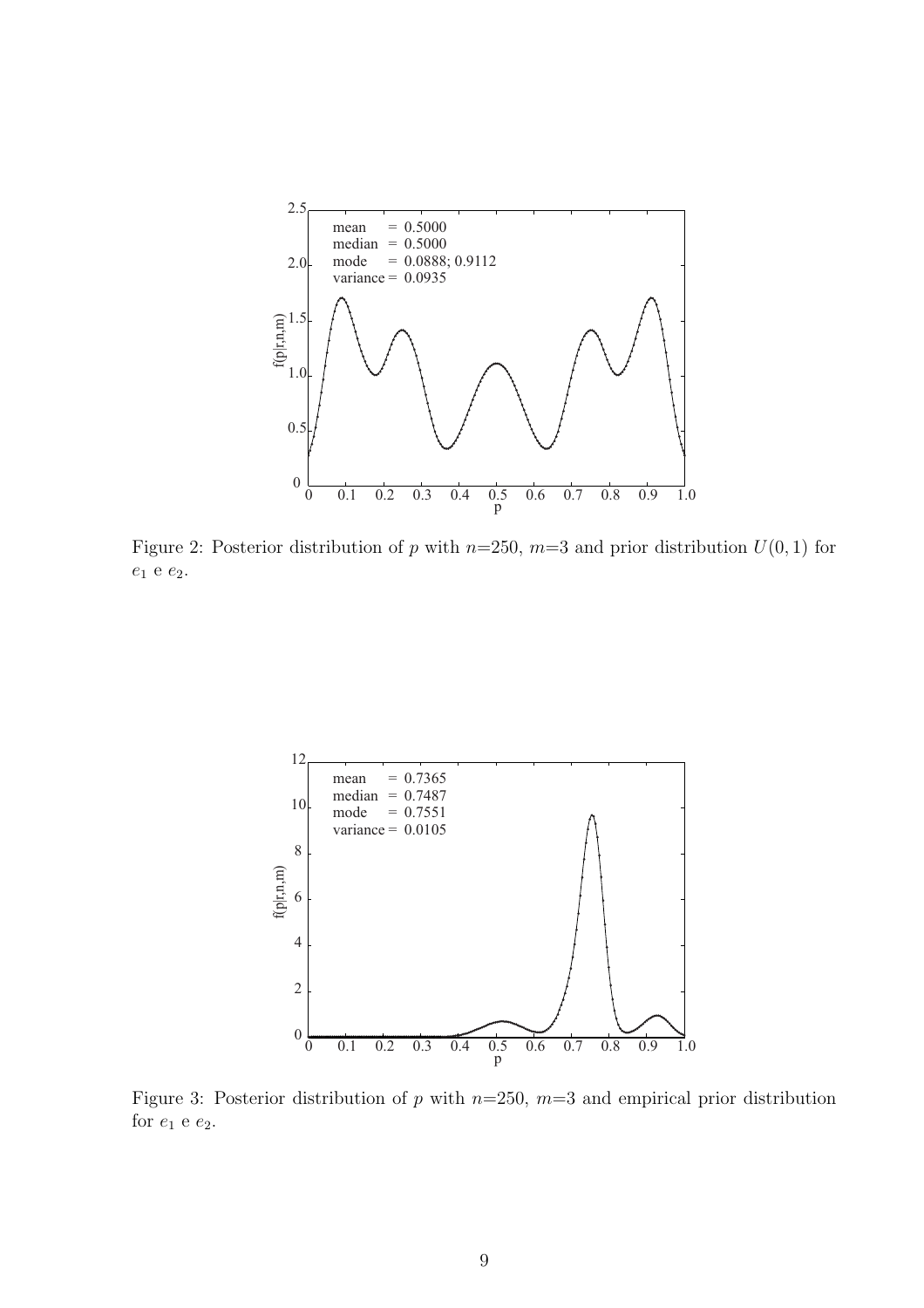Figure 2: Posterior distribution of $p$ with $n$=250, $m$=3 and prior distribution $U(0, 1)$ for $e_1$ e $e_2$.

Figure 3: Posterior distribution of $p$ with $n$=250, $m$=3 and empirical prior distribution for $e_1$ e $e_2$.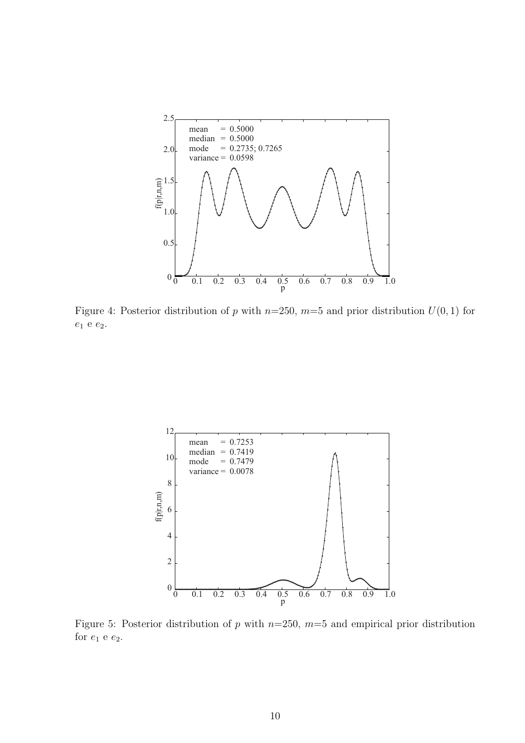Figure 4: Posterior distribution of $p$ with $n$=250, $m$=5 and prior distribution $U(0,1)$ for $e_1$ e $e_2$.

Figure 5: Posterior distribution of $p$ with $n$=250, $m$=5 and empirical prior distribution for $e_1$ e $e_2$.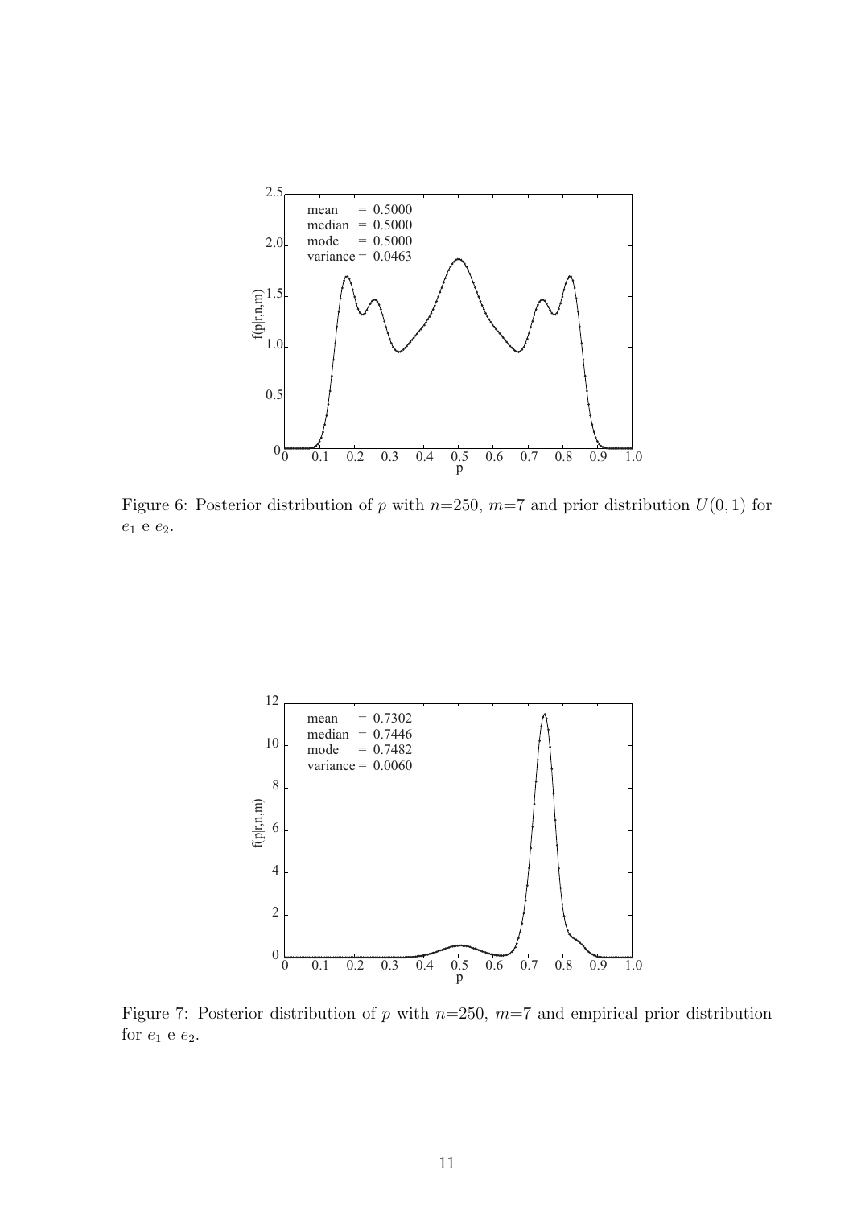Figure 6: Posterior distribution of $p$ with $n$=250, $m$=7 and prior distribution $U(0, 1)$ for $e_1$ e $e_2$.

Figure 7: Posterior distribution of $p$ with $n$=250, $m$=7 and empirical prior distribution for $e_1$ e $e_2$.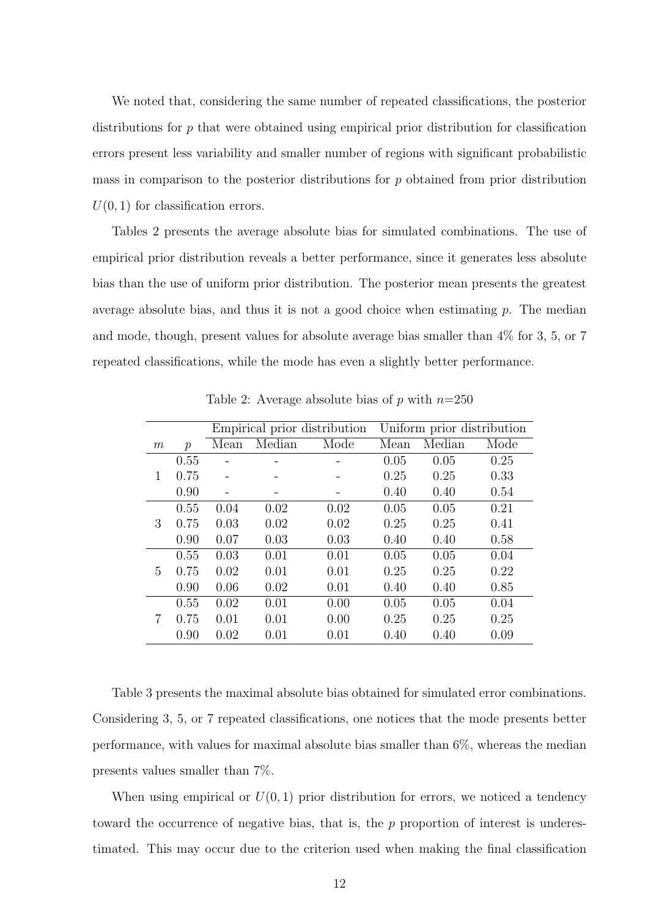We noted that, considering the same number of repeated classifications, the posterior distributions for $p$ that were obtained using empirical prior distribution for classification errors present less variability and smaller number of regions with significant probabilistic mass in comparison to the posterior distributions for $p$ obtained from prior distribution $U(0, 1)$ for classification errors.

Tables 2 presents the average absolute bias for simulated combinations. The use of empirical prior distribution reveals a better performance, since it generates less absolute bias than the use of uniform prior distribution. The posterior mean presents the greatest average absolute bias, and thus it is not a good choice when estimating $p$. The median and mode, though, present values for absolute average bias smaller than 4% for 3, 5, or 7 repeated classifications, while the mode has even a slightly better performance.

Table 2: Average absolute bias of $p$ with $n$=250

| | | Empirical prior distribution | | | Uniform prior distribution | | |
|---|---|---|---|---|---|---|---|
| $m$ | $p$ | Mean | Median | Mode | Mean | Median | Mode |
| 1 | 0.55 | - | - | - | 0.05 | 0.05 | 0.25 |
| | 0.75 | - | - | - | 0.25 | 0.25 | 0.33 |
| | 0.90 | - | - | - | 0.40 | 0.40 | 0.54 |
| 3 | 0.55 | 0.04 | 0.02 | 0.02 | 0.05 | 0.05 | 0.21 |
| | 0.75 | 0.03 | 0.02 | 0.02 | 0.25 | 0.25 | 0.41 |
| | 0.90 | 0.07 | 0.03 | 0.03 | 0.40 | 0.40 | 0.58 |
| 5 | 0.55 | 0.03 | 0.01 | 0.01 | 0.05 | 0.05 | 0.04 |
| | 0.75 | 0.02 | 0.01 | 0.01 | 0.25 | 0.25 | 0.22 |
| | 0.90 | 0.06 | 0.02 | 0.01 | 0.40 | 0.40 | 0.85 |
| 7 | 0.55 | 0.02 | 0.01 | 0.00 | 0.05 | 0.05 | 0.04 |
| | 0.75 | 0.01 | 0.01 | 0.00 | 0.25 | 0.25 | 0.25 |
| | 0.90 | 0.02 | 0.01 | 0.01 | 0.40 | 0.40 | 0.09 |

Table 3 presents the maximal absolute bias obtained for simulated error combinations. Considering 3, 5, or 7 repeated classifications, one notices that the mode presents better performance, with values for maximal absolute bias smaller than 6%, whereas the median presents values smaller than 7%.

When using empirical or $U(0, 1)$ prior distribution for errors, we noticed a tendency toward the occurrence of negative bias, that is, the $p$ proportion of interest is underestimated. This may occur due to the criterion used when making the final classification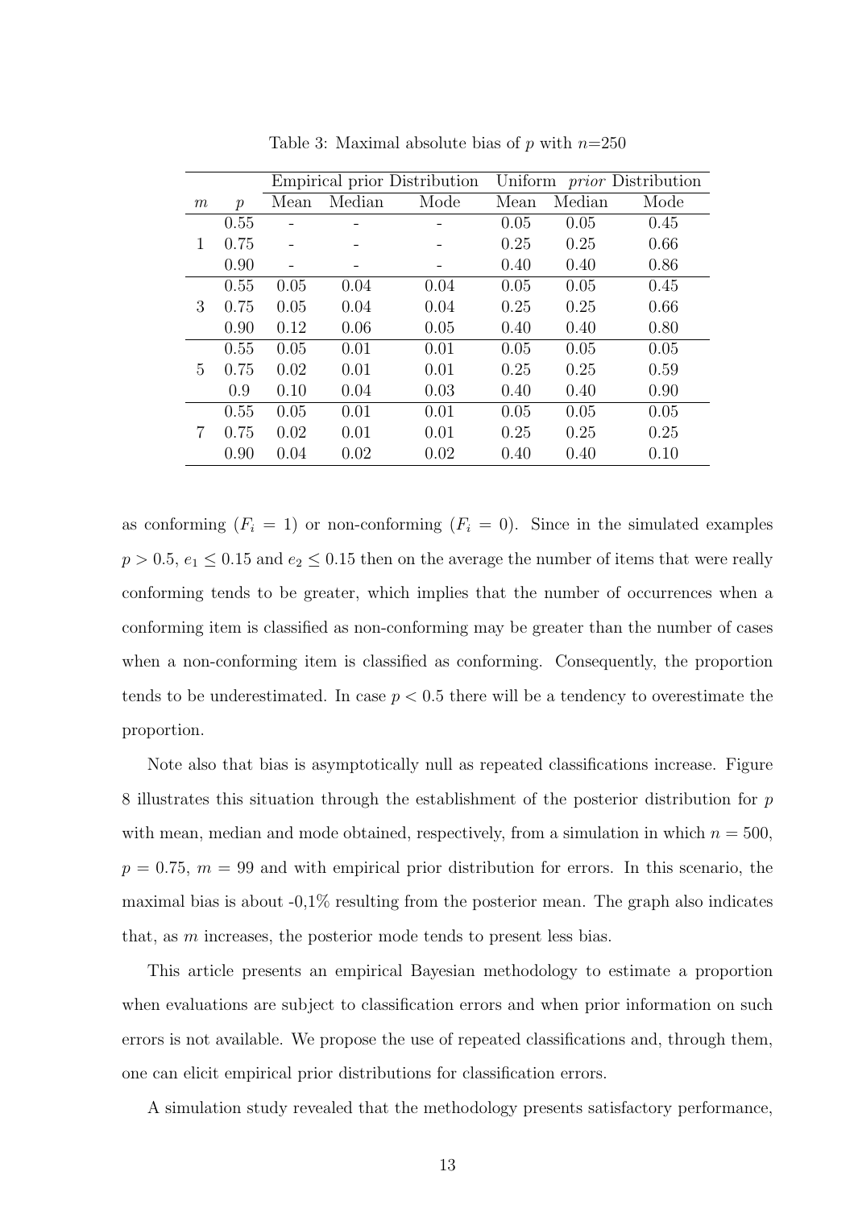Table 3: Maximal absolute bias of $p$ with $n$=250

| | | Empirical prior Distribution | | | Uniform *prior* Distribution | | |
|---|---|---|---|---|---|---|---|
| $m$ | $p$ | Mean | Median | Mode | Mean | Median | Mode |
| 1 | 0.55 | - | - | - | 0.05 | 0.05 | 0.45 |
| | 0.75 | - | - | - | 0.25 | 0.25 | 0.66 |
| | 0.90 | - | - | - | 0.40 | 0.40 | 0.86 |
| 3 | 0.55 | 0.05 | 0.04 | 0.04 | 0.05 | 0.05 | 0.45 |
| | 0.75 | 0.05 | 0.04 | 0.04 | 0.25 | 0.25 | 0.66 |
| | 0.90 | 0.12 | 0.06 | 0.05 | 0.40 | 0.40 | 0.80 |
| 5 | 0.55 | 0.05 | 0.01 | 0.01 | 0.05 | 0.05 | 0.05 |
| | 0.75 | 0.02 | 0.01 | 0.01 | 0.25 | 0.25 | 0.59 |
| | 0.9 | 0.10 | 0.04 | 0.03 | 0.40 | 0.40 | 0.90 |
| 7 | 0.55 | 0.05 | 0.01 | 0.01 | 0.05 | 0.05 | 0.05 |
| | 0.75 | 0.02 | 0.01 | 0.01 | 0.25 | 0.25 | 0.25 |
| | 0.90 | 0.04 | 0.02 | 0.02 | 0.40 | 0.40 | 0.10 |

as conforming ($F_i = 1$) or non-conforming ($F_i = 0$). Since in the simulated examples $p > 0.5$, $e_1 \leq 0.15$ and $e_2 \leq 0.15$ then on the average the number of items that were really conforming tends to be greater, which implies that the number of occurrences when a conforming item is classified as non-conforming may be greater than the number of cases when a non-conforming item is classified as conforming. Consequently, the proportion tends to be underestimated. In case $p < 0.5$ there will be a tendency to overestimate the proportion.

Note also that bias is asymptotically null as repeated classifications increase. Figure 8 illustrates this situation through the establishment of the posterior distribution for $p$ with mean, median and mode obtained, respectively, from a simulation in which $n = 500$, $p = 0.75$, $m = 99$ and with empirical prior distribution for errors. In this scenario, the maximal bias is about -0,1% resulting from the posterior mean. The graph also indicates that, as $m$ increases, the posterior mode tends to present less bias.

This article presents an empirical Bayesian methodology to estimate a proportion when evaluations are subject to classification errors and when prior information on such errors is not available. We propose the use of repeated classifications and, through them, one can elicit empirical prior distributions for classification errors.

A simulation study revealed that the methodology presents satisfactory performance,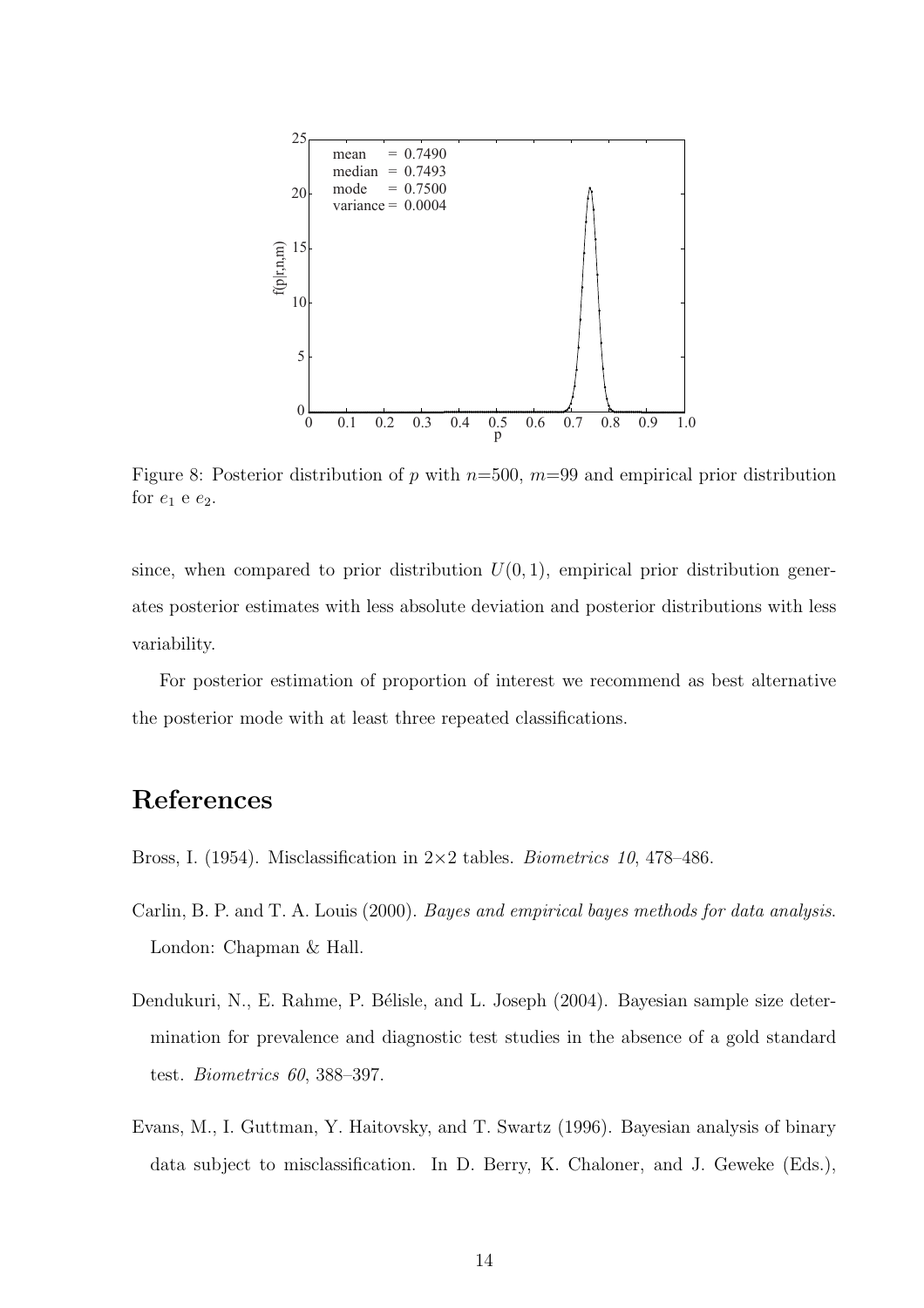Figure 8: Posterior distribution of $p$ with $n$=500, $m$=99 and empirical prior distribution for $e_1$ e $e_2$.

since, when compared to prior distribution $U(0, 1)$, empirical prior distribution generates posterior estimates with less absolute deviation and posterior distributions with less variability.

For posterior estimation of proportion of interest we recommend as best alternative the posterior mode with at least three repeated classifications.

# References

Bross, I. (1954). Misclassification in 2×2 tables. *Biometrics 10*, 478–486.

Carlin, B. P. and T. A. Louis (2000). *Bayes and empirical bayes methods for data analysis*. London: Chapman & Hall.

Dendukuri, N., E. Rahme, P. Bélisle, and L. Joseph (2004). Bayesian sample size determination for prevalence and diagnostic test studies in the absence of a gold standard test. *Biometrics 60*, 388–397.

Evans, M., I. Guttman, Y. Haitovsky, and T. Swartz (1996). Bayesian analysis of binary data subject to misclassification. In D. Berry, K. Chaloner, and J. Geweke (Eds.),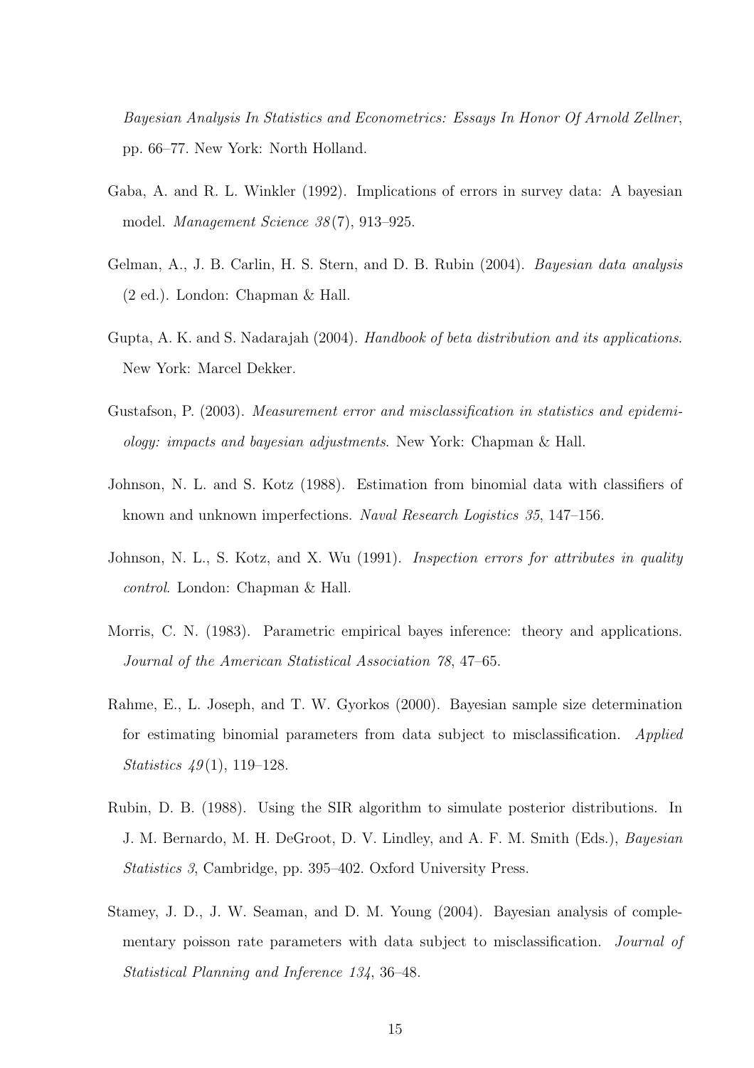*Bayesian Analysis In Statistics and Econometrics: Essays In Honor Of Arnold Zellner*, pp. 66–77. New York: North Holland.

Gaba, A. and R. L. Winkler (1992). Implications of errors in survey data: A bayesian model. *Management Science 38*(7), 913–925.

Gelman, A., J. B. Carlin, H. S. Stern, and D. B. Rubin (2004). *Bayesian data analysis* (2 ed.). London: Chapman & Hall.

Gupta, A. K. and S. Nadarajah (2004). *Handbook of beta distribution and its applications*. New York: Marcel Dekker.

Gustafson, P. (2003). *Measurement error and misclassification in statistics and epidemiology: impacts and bayesian adjustments*. New York: Chapman & Hall.

Johnson, N. L. and S. Kotz (1988). Estimation from binomial data with classifiers of known and unknown imperfections. *Naval Research Logistics 35*, 147–156.

Johnson, N. L., S. Kotz, and X. Wu (1991). *Inspection errors for attributes in quality control*. London: Chapman & Hall.

Morris, C. N. (1983). Parametric empirical bayes inference: theory and applications. *Journal of the American Statistical Association 78*, 47–65.

Rahme, E., L. Joseph, and T. W. Gyorkos (2000). Bayesian sample size determination for estimating binomial parameters from data subject to misclassification. *Applied Statistics 49*(1), 119–128.

Rubin, D. B. (1988). Using the SIR algorithm to simulate posterior distributions. In J. M. Bernardo, M. H. DeGroot, D. V. Lindley, and A. F. M. Smith (Eds.), *Bayesian Statistics 3*, Cambridge, pp. 395–402. Oxford University Press.

Stamey, J. D., J. W. Seaman, and D. M. Young (2004). Bayesian analysis of complementary poisson rate parameters with data subject to misclassification. *Journal of Statistical Planning and Inference 134*, 36–48.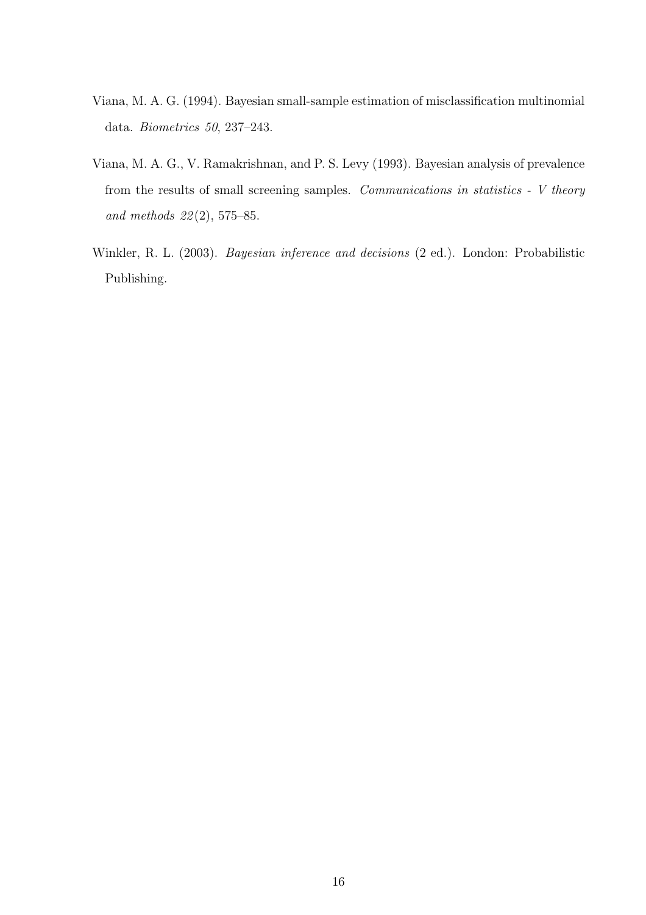Viana, M. A. G. (1994). Bayesian small-sample estimation of misclassification multinomial data. *Biometrics 50*, 237–243.

Viana, M. A. G., V. Ramakrishnan, and P. S. Levy (1993). Bayesian analysis of prevalence from the results of small screening samples. *Communications in statistics - V theory and methods 22*(2), 575–85.

Winkler, R. L. (2003). *Bayesian inference and decisions* (2 ed.). London: Probabilistic Publishing.